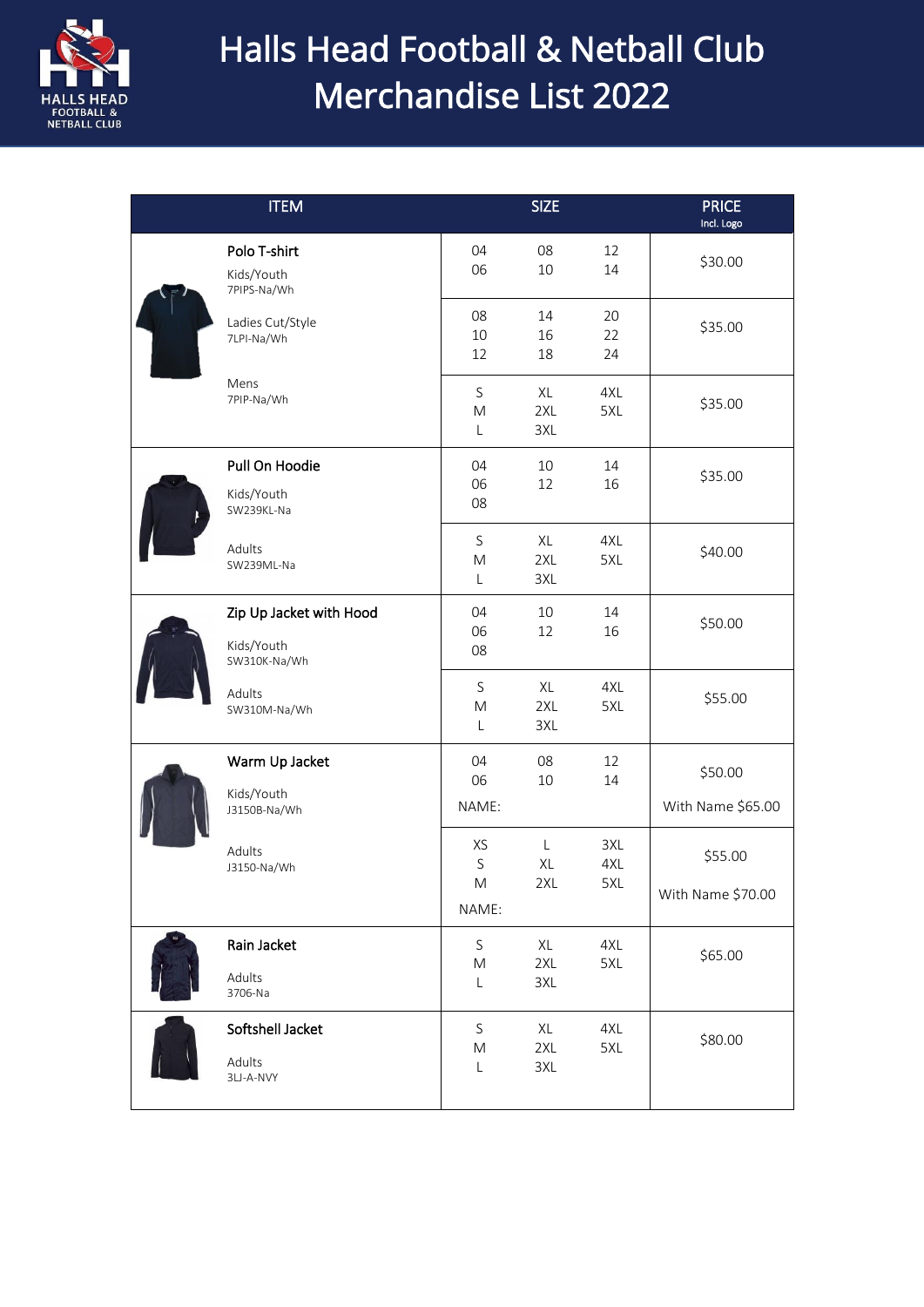# Halls Head Football & Netball Club Merchandise List 2022

| ITEM | SIZE | PRICE Incl. Logo |
|---|---|---|
| **Polo T-shirt** Kids/Youth 7PIPS-Na/Wh | 04, 06, 08, 10, 12, 14 | $30.00 |
| Ladies Cut/Style 7LPI-Na/Wh | 08, 10, 12, 14, 16, 18, 20, 22, 24 | $35.00 |
| Mens 7PIP-Na/Wh | S, M, L, XL, 2XL, 3XL, 4XL, 5XL | $35.00 |
| **Pull On Hoodie** Kids/Youth SW239KL-Na | 04, 06, 08, 10, 12, 14, 16 | $35.00 |
| Adults SW239ML-Na | S, M, L, XL, 2XL, 3XL, 4XL, 5XL | $40.00 |
| **Zip Up Jacket with Hood** Kids/Youth SW310K-Na/Wh | 04, 06, 08, 10, 12, 14, 16 | $50.00 |
| Adults SW310M-Na/Wh | S, M, L, XL, 2XL, 3XL, 4XL, 5XL | $55.00 |
| **Warm Up Jacket** Kids/Youth J3150B-Na/Wh | 04, 06, 08, 10, 12, 14 NAME: | $50.00 With Name $65.00 |
| Adults J3150-Na/Wh | XS, S, M, L, XL, 2XL, 3XL, 4XL, 5XL NAME: | $55.00 With Name $70.00 |
| **Rain Jacket** Adults 3706-Na | S, M, L, XL, 2XL, 3XL, 4XL, 5XL | $65.00 |
| **Softshell Jacket** Adults 3LJ-A-NVY | S, M, L, XL, 2XL, 3XL, 4XL, 5XL | $80.00 |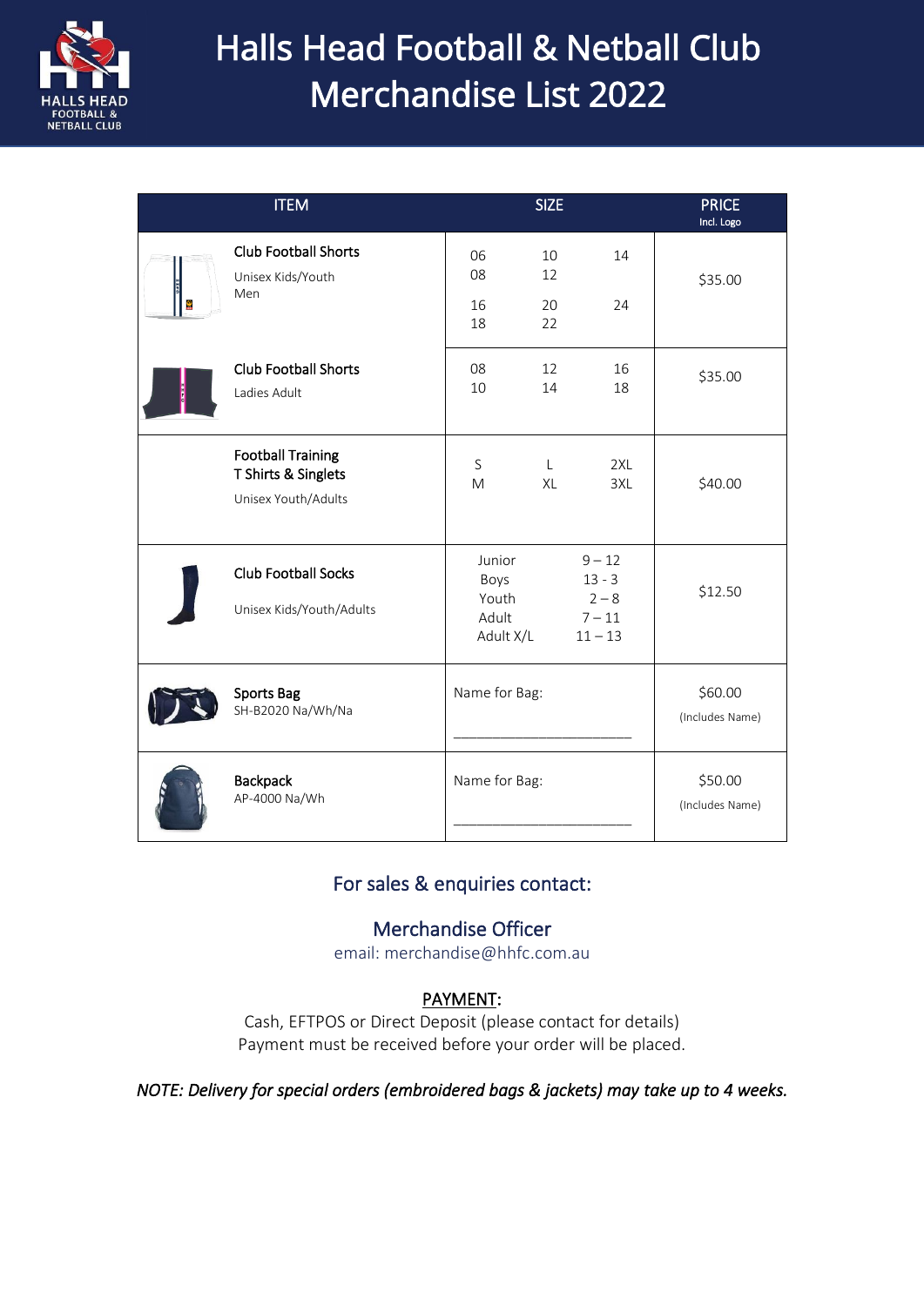# Halls Head Football & Netball Club Merchandise List 2022

| ITEM | SIZE | PRICE Incl. Logo |
|---|---|---|
| **Club Football Shorts**<br>Unisex Kids/Youth<br>Men | 06 08 10 12 14<br>16 18 20 22 24 | $35.00 |
| **Club Football Shorts**<br>Ladies Adult | 08 10 12 14 16 18 | $35.00 |
| **Football Training T Shirts & Singlets**<br>Unisex Youth/Adults | S M L XL 2XL 3XL | $40.00 |
| **Club Football Socks**<br>Unisex Kids/Youth/Adults | Junior 9 – 12<br>Boys 13 - 3<br>Youth 2 – 8<br>Adult 7 – 11<br>Adult X/L 11 – 13 | $12.50 |
| **Sports Bag**<br>SH-B2020 Na/Wh/Na | Name for Bag:<br>______________________ | $60.00<br>(Includes Name) |
| **Backpack**<br>AP-4000 Na/Wh | Name for Bag:<br>______________________ | $50.00<br>(Includes Name) |

## For sales & enquiries contact:

### Merchandise Officer

email: merchandise@hhfc.com.au

**PAYMENT:**

Cash, EFTPOS or Direct Deposit (please contact for details)
Payment must be received before your order will be placed.

*NOTE: Delivery for special orders (embroidered bags & jackets) may take up to 4 weeks.*